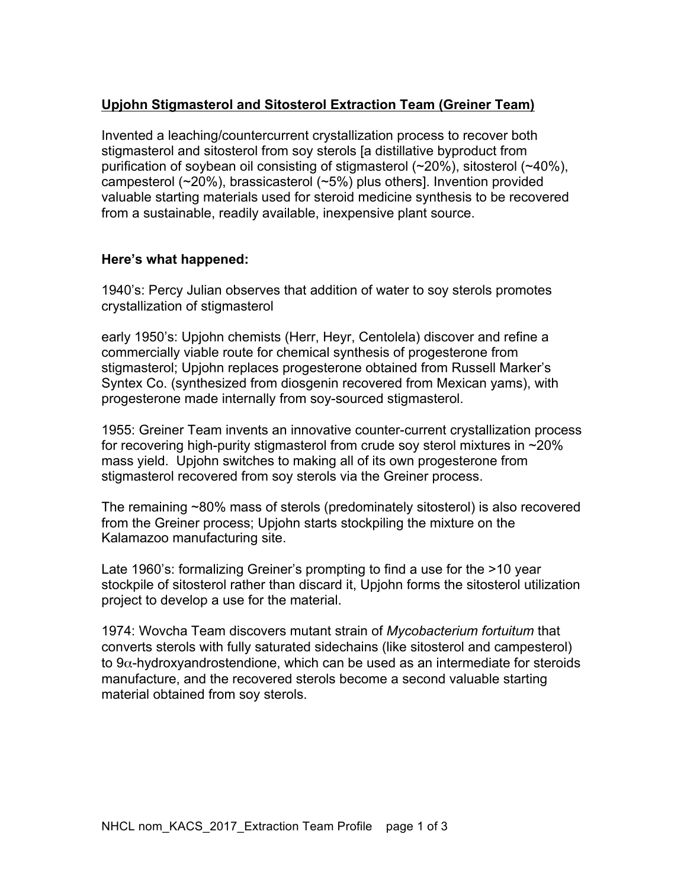## <u>Upjohn Stigmasterol and Sitosterol Extraction Team (Greiner Team)</u>

Invented a leaching/countercurrent crystallization process to recover both stigmasterol and sitosterol from soy sterols [a distillative byproduct from purification of soybean oil consisting of stigmasterol (~20%), sitosterol (~40%), campesterol (~20%), brassicasterol (~5%) plus others]. Invention provided valuable starting materials used for steroid medicine synthesis to be recovered from a sustainable, readily available, inexpensive plant source.

**Here's what happened:**

1940's: Percy Julian observes that addition of water to soy sterols promotes crystallization of stigmasterol

early 1950's: Upjohn chemists (Herr, Heyr, Centolela) discover and refine a commercially viable route for chemical synthesis of progesterone from stigmasterol; Upjohn replaces progesterone obtained from Russell Marker's Syntex Co. (synthesized from diosgenin recovered from Mexican yams), with progesterone made internally from soy-sourced stigmasterol.

1955: Greiner Team invents an innovative counter-current crystallization process for recovering high-purity stigmasterol from crude soy sterol mixtures in ~20% mass yield. Upjohn switches to making all of its own progesterone from stigmasterol recovered from soy sterols via the Greiner process.

The remaining ~80% mass of sterols (predominately sitosterol) is also recovered from the Greiner process; Upjohn starts stockpiling the mixture on the Kalamazoo manufacturing site.

Late 1960's: formalizing Greiner's prompting to find a use for the >10 year stockpile of sitosterol rather than discard it, Upjohn forms the sitosterol utilization project to develop a use for the material.

1974: Wovcha Team discovers mutant strain of *Mycobacterium fortuitum* that converts sterols with fully saturated sidechains (like sitosterol and campesterol) to 9$\alpha$-hydroxyandrostendione, which can be used as an intermediate for steroids manufacture, and the recovered sterols become a second valuable starting material obtained from soy sterols.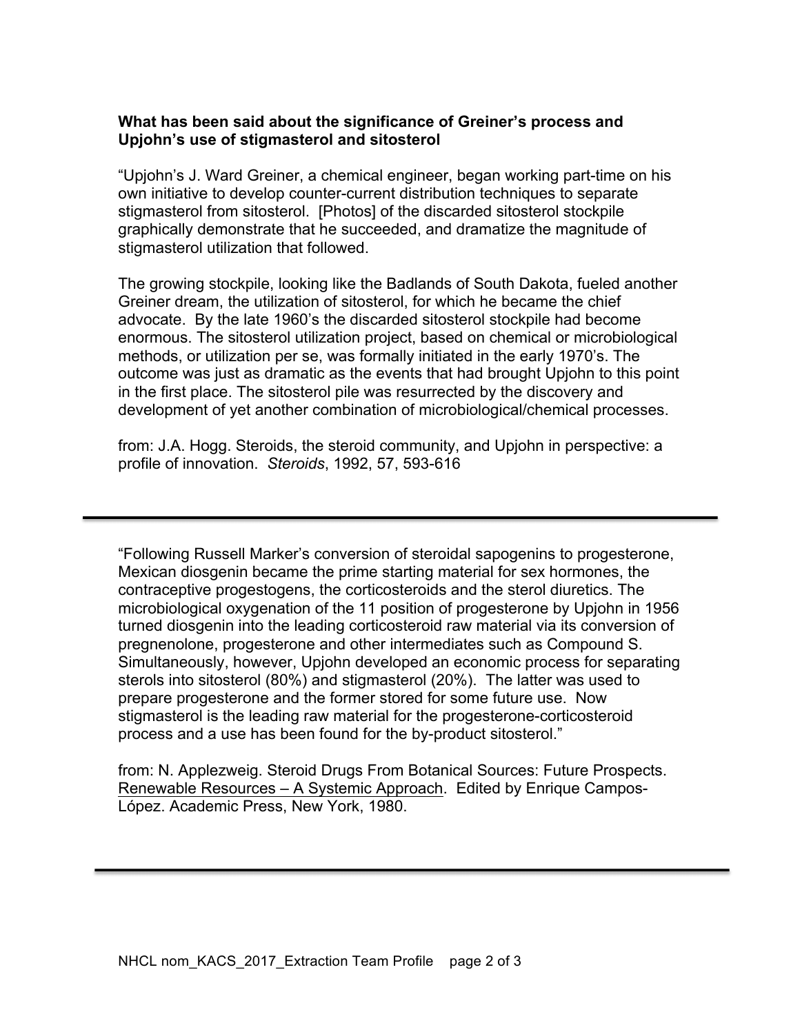**What has been said about the significance of Greiner's process and Upjohn's use of stigmasterol and sitosterol**

"Upjohn's J. Ward Greiner, a chemical engineer, began working part-time on his own initiative to develop counter-current distribution techniques to separate stigmasterol from sitosterol. [Photos] of the discarded sitosterol stockpile graphically demonstrate that he succeeded, and dramatize the magnitude of stigmasterol utilization that followed.

The growing stockpile, looking like the Badlands of South Dakota, fueled another Greiner dream, the utilization of sitosterol, for which he became the chief advocate. By the late 1960's the discarded sitosterol stockpile had become enormous. The sitosterol utilization project, based on chemical or microbiological methods, or utilization per se, was formally initiated in the early 1970's. The outcome was just as dramatic as the events that had brought Upjohn to this point in the first place. The sitosterol pile was resurrected by the discovery and development of yet another combination of microbiological/chemical processes.

from: J.A. Hogg. Steroids, the steroid community, and Upjohn in perspective: a profile of innovation. *Steroids*, 1992, 57, 593-616

---

"Following Russell Marker's conversion of steroidal sapogenins to progesterone, Mexican diosgenin became the prime starting material for sex hormones, the contraceptive progestogens, the corticosteroids and the sterol diuretics. The microbiological oxygenation of the 11 position of progesterone by Upjohn in 1956 turned diosgenin into the leading corticosteroid raw material via its conversion of pregnenolone, progesterone and other intermediates such as Compound S. Simultaneously, however, Upjohn developed an economic process for separating sterols into sitosterol (80%) and stigmasterol (20%). The latter was used to prepare progesterone and the former stored for some future use. Now stigmasterol is the leading raw material for the progesterone-corticosteroid process and a use has been found for the by-product sitosterol."

from: N. Applezweig. Steroid Drugs From Botanical Sources: Future Prospects. Renewable Resources – A Systemic Approach. Edited by Enrique Campos-López. Academic Press, New York, 1980.

---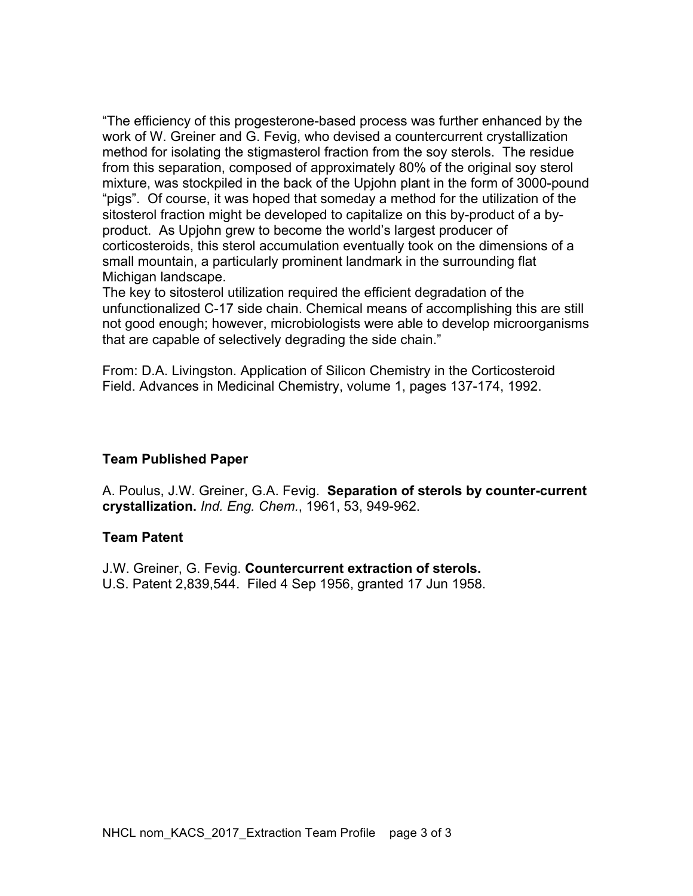"The efficiency of this progesterone-based process was further enhanced by the work of W. Greiner and G. Fevig, who devised a countercurrent crystallization method for isolating the stigmasterol fraction from the soy sterols. The residue from this separation, composed of approximately 80% of the original soy sterol mixture, was stockpiled in the back of the Upjohn plant in the form of 3000-pound "pigs". Of course, it was hoped that someday a method for the utilization of the sitosterol fraction might be developed to capitalize on this by-product of a by-product. As Upjohn grew to become the world's largest producer of corticosteroids, this sterol accumulation eventually took on the dimensions of a small mountain, a particularly prominent landmark in the surrounding flat Michigan landscape.
The key to sitosterol utilization required the efficient degradation of the unfunctionalized C-17 side chain. Chemical means of accomplishing this are still not good enough; however, microbiologists were able to develop microorganisms that are capable of selectively degrading the side chain."

From: D.A. Livingston. Application of Silicon Chemistry in the Corticosteroid Field. Advances in Medicinal Chemistry, volume 1, pages 137-174, 1992.

**Team Published Paper**

A. Poulus, J.W. Greiner, G.A. Fevig. **Separation of sterols by counter-current crystallization.** *Ind. Eng. Chem.*, 1961, 53, 949-962.

**Team Patent**

J.W. Greiner, G. Fevig. **Countercurrent extraction of sterols.**
U.S. Patent 2,839,544. Filed 4 Sep 1956, granted 17 Jun 1958.